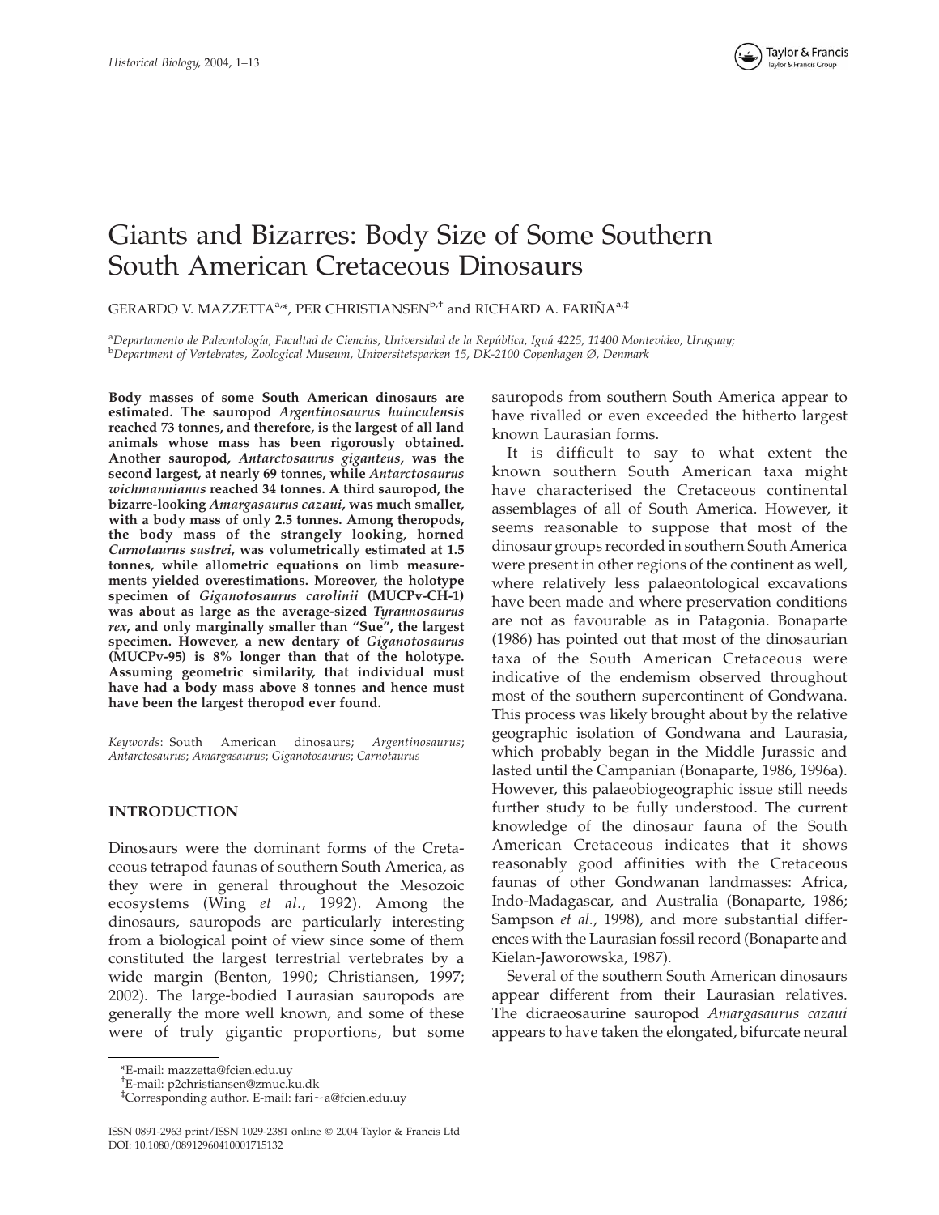# Giants and Bizarres: Body Size of Some Southern South American Cretaceous Dinosaurs

GERARDO V. MAZZETTA[a,*], PER CHRISTIANSEN[b,†] and RICHARD A. FARIÑA[a,‡]

[a]*Departamento de Paleontología, Facultad de Ciencias, Universidad de la República, Iguá 4225, 11400 Montevideo, Uruguay;* [b]*Department of Vertebrates, Zoological Museum, Universitetsparken 15, DK-2100 Copenhagen Ø, Denmark*

**Body masses of some South American dinosaurs are estimated. The sauropod *Argentinosaurus huinculensis* reached 73 tonnes, and therefore, is the largest of all land animals whose mass has been rigorously obtained. Another sauropod, *Antarctosaurus giganteus*, was the second largest, at nearly 69 tonnes, while *Antarctosaurus wichmannianus* reached 34 tonnes. A third sauropod, the bizarre-looking *Amargasaurus cazaui*, was much smaller, with a body mass of only 2.5 tonnes. Among theropods, the body mass of the strangely looking, horned *Carnotaurus sastrei*, was volumetrically estimated at 1.5 tonnes, while allometric equations on limb measurements yielded overestimations. Moreover, the holotype specimen of *Giganotosaurus carolinii* (MUCPv-CH-1) was about as large as the average-sized *Tyrannosaurus rex*, and only marginally smaller than "Sue", the largest specimen. However, a new dentary of *Giganotosaurus* (MUCPv-95) is 8% longer than that of the holotype. Assuming geometric similarity, that individual must have had a body mass above 8 tonnes and hence must have been the largest theropod ever found.**

*Keywords*: South American dinosaurs; *Argentinosaurus*; *Antarctosaurus*; *Amargasaurus*; *Giganotosaurus*; *Carnotaurus*

## INTRODUCTION

Dinosaurs were the dominant forms of the Cretaceous tetrapod faunas of southern South America, as they were in general throughout the Mesozoic ecosystems (Wing *et al.*, 1992). Among the dinosaurs, sauropods are particularly interesting from a biological point of view since some of them constituted the largest terrestrial vertebrates by a wide margin (Benton, 1990; Christiansen, 1997; 2002). The large-bodied Laurasian sauropods are generally the more well known, and some of these were of truly gigantic proportions, but some sauropods from southern South America appear to have rivalled or even exceeded the hitherto largest known Laurasian forms.

It is difficult to say to what extent the known southern South American taxa might have characterised the Cretaceous continental assemblages of all of South America. However, it seems reasonable to suppose that most of the dinosaur groups recorded in southern South America were present in other regions of the continent as well, where relatively less palaeontological excavations have been made and where preservation conditions are not as favourable as in Patagonia. Bonaparte (1986) has pointed out that most of the dinosaurian taxa of the South American Cretaceous were indicative of the endemism observed throughout most of the southern supercontinent of Gondwana. This process was likely brought about by the relative geographic isolation of Gondwana and Laurasia, which probably began in the Middle Jurassic and lasted until the Campanian (Bonaparte, 1986, 1996a). However, this palaeobiogeographic issue still needs further study to be fully understood. The current knowledge of the dinosaur fauna of the South American Cretaceous indicates that it shows reasonably good affinities with the Cretaceous faunas of other Gondwanan landmasses: Africa, Indo-Madagascar, and Australia (Bonaparte, 1986; Sampson *et al.*, 1998), and more substantial differences with the Laurasian fossil record (Bonaparte and Kielan-Jaworowska, 1987).

Several of the southern South American dinosaurs appear different from their Laurasian relatives. The dicraeosaurine sauropod *Amargasaurus cazaui* appears to have taken the elongated, bifurcate neural

*E-mail: mazzetta@fcien.edu.uy
†E-mail: p2christiansen@zmuc.ku.dk
‡Corresponding author. E-mail: fari~a@fcien.edu.uy

ISSN 0891-2963 print/ISSN 1029-2381 online © 2004 Taylor & Francis Ltd
DOI: 10.1080/08912960410001715132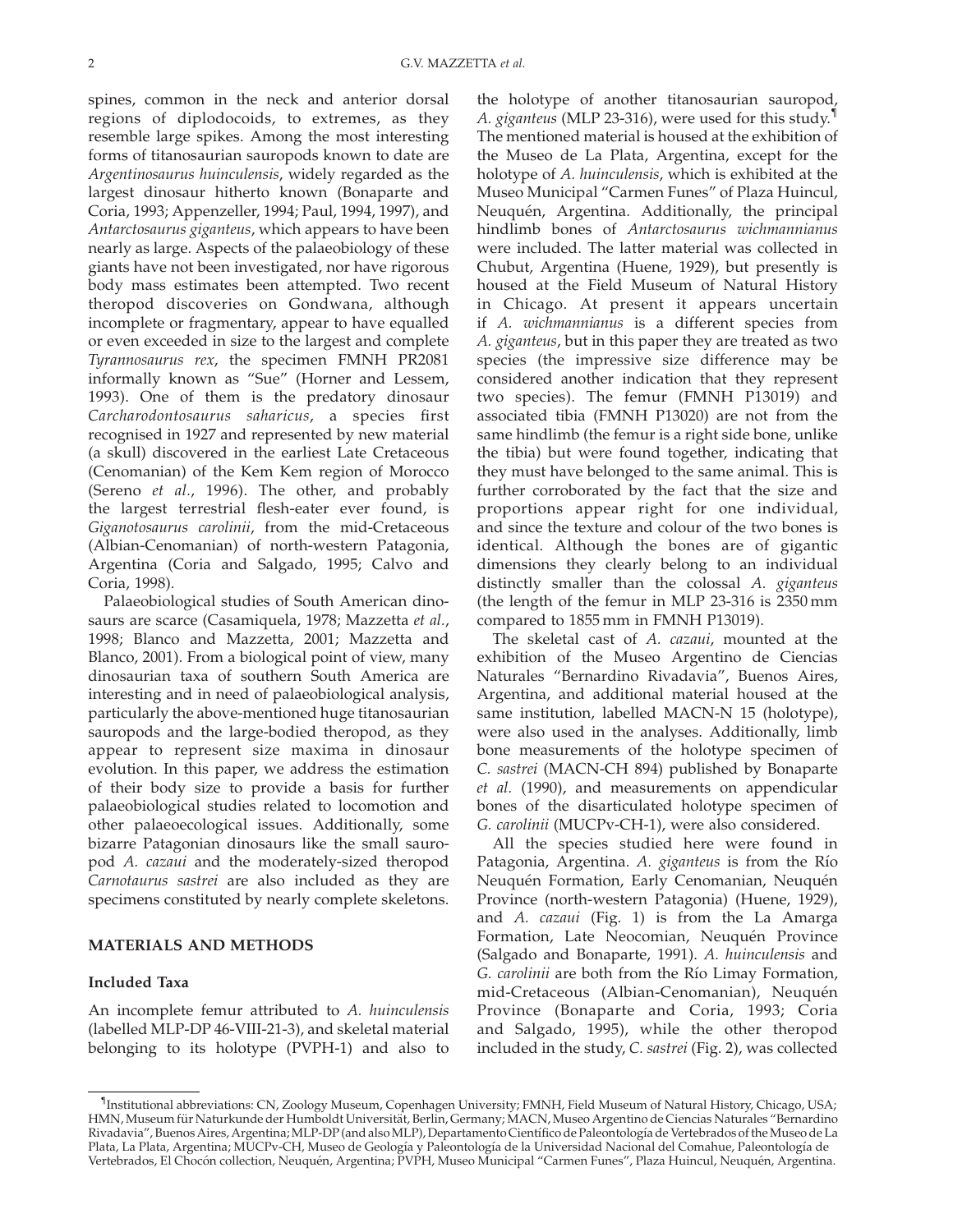spines, common in the neck and anterior dorsal regions of diplodocoids, to extremes, as they resemble large spikes. Among the most interesting forms of titanosaurian sauropods known to date are *Argentinosaurus huinculensis*, widely regarded as the largest dinosaur hitherto known (Bonaparte and Coria, 1993; Appenzeller, 1994; Paul, 1994, 1997), and *Antarctosaurus giganteus*, which appears to have been nearly as large. Aspects of the palaeobiology of these giants have not been investigated, nor have rigorous body mass estimates been attempted. Two recent theropod discoveries on Gondwana, although incomplete or fragmentary, appear to have equalled or even exceeded in size to the largest and complete *Tyrannosaurus rex*, the specimen FMNH PR2081 informally known as "Sue" (Horner and Lessem, 1993). One of them is the predatory dinosaur *Carcharodontosaurus saharicus*, a species first recognised in 1927 and represented by new material (a skull) discovered in the earliest Late Cretaceous (Cenomanian) of the Kem Kem region of Morocco (Sereno *et al.*, 1996). The other, and probably the largest terrestrial flesh-eater ever found, is *Giganotosaurus carolinii*, from the mid-Cretaceous (Albian-Cenomanian) of north-western Patagonia, Argentina (Coria and Salgado, 1995; Calvo and Coria, 1998).

Palaeobiological studies of South American dinosaurs are scarce (Casamiquela, 1978; Mazzetta *et al.*, 1998; Blanco and Mazzetta, 2001; Mazzetta and Blanco, 2001). From a biological point of view, many dinosaurian taxa of southern South America are interesting and in need of palaeobiological analysis, particularly the above-mentioned huge titanosaurian sauropods and the large-bodied theropod, as they appear to represent size maxima in dinosaur evolution. In this paper, we address the estimation of their body size to provide a basis for further palaeobiological studies related to locomotion and other palaeoecological issues. Additionally, some bizarre Patagonian dinosaurs like the small sauropod *A. cazaui* and the moderately-sized theropod *Carnotaurus sastrei* are also included as they are specimens constituted by nearly complete skeletons.

## MATERIALS AND METHODS

### Included Taxa

An incomplete femur attributed to *A. huinculensis* (labelled MLP-DP 46-VIII-21-3), and skeletal material belonging to its holotype (PVPH-1) and also to the holotype of another titanosaurian sauropod, *A. giganteus* (MLP 23-316), were used for this study.[¶] The mentioned material is housed at the exhibition of the Museo de La Plata, Argentina, except for the holotype of *A. huinculensis*, which is exhibited at the Museo Municipal "Carmen Funes" of Plaza Huincul, Neuquén, Argentina. Additionally, the principal hindlimb bones of *Antarctosaurus wichmannianus* were included. The latter material was collected in Chubut, Argentina (Huene, 1929), but presently is housed at the Field Museum of Natural History in Chicago. At present it appears uncertain if *A. wichmannianus* is a different species from *A. giganteus*, but in this paper they are treated as two species (the impressive size difference may be considered another indication that they represent two species). The femur (FMNH P13019) and associated tibia (FMNH P13020) are not from the same hindlimb (the femur is a right side bone, unlike the tibia) but were found together, indicating that they must have belonged to the same animal. This is further corroborated by the fact that the size and proportions appear right for one individual, and since the texture and colour of the two bones is identical. Although the bones are of gigantic dimensions they clearly belong to an individual distinctly smaller than the colossal *A. giganteus* (the length of the femur in MLP 23-316 is 2350 mm compared to 1855 mm in FMNH P13019).

The skeletal cast of *A. cazaui*, mounted at the exhibition of the Museo Argentino de Ciencias Naturales "Bernardino Rivadavia", Buenos Aires, Argentina, and additional material housed at the same institution, labelled MACN-N 15 (holotype), were also used in the analyses. Additionally, limb bone measurements of the holotype specimen of *C. sastrei* (MACN-CH 894) published by Bonaparte *et al.* (1990), and measurements on appendicular bones of the disarticulated holotype specimen of *G. carolinii* (MUCPv-CH-1), were also considered.

All the species studied here were found in Patagonia, Argentina. *A. giganteus* is from the Río Neuquén Formation, Early Cenomanian, Neuquén Province (north-western Patagonia) (Huene, 1929), and *A. cazaui* (Fig. 1) is from the La Amarga Formation, Late Neocomian, Neuquén Province (Salgado and Bonaparte, 1991). *A. huinculensis* and *G. carolinii* are both from the Río Limay Formation, mid-Cretaceous (Albian-Cenomanian), Neuquén Province (Bonaparte and Coria, 1993; Coria and Salgado, 1995), while the other theropod included in the study, *C. sastrei* (Fig. 2), was collected

[¶] Institutional abbreviations: CN, Zoology Museum, Copenhagen University; FMNH, Field Museum of Natural History, Chicago, USA; HMN, Museum für Naturkunde der Humboldt Universität, Berlin, Germany; MACN, Museo Argentino de Ciencias Naturales "Bernardino Rivadavia", Buenos Aires, Argentina; MLP-DP (and also MLP), Departamento Científico de Paleontología de Vertebrados of the Museo de La Plata, La Plata, Argentina; MUCPv-CH, Museo de Geología y Paleontología de la Universidad Nacional del Comahue, Paleontología de Vertebrados, El Chocón collection, Neuquén, Argentina; PVPH, Museo Municipal "Carmen Funes", Plaza Huincul, Neuquén, Argentina.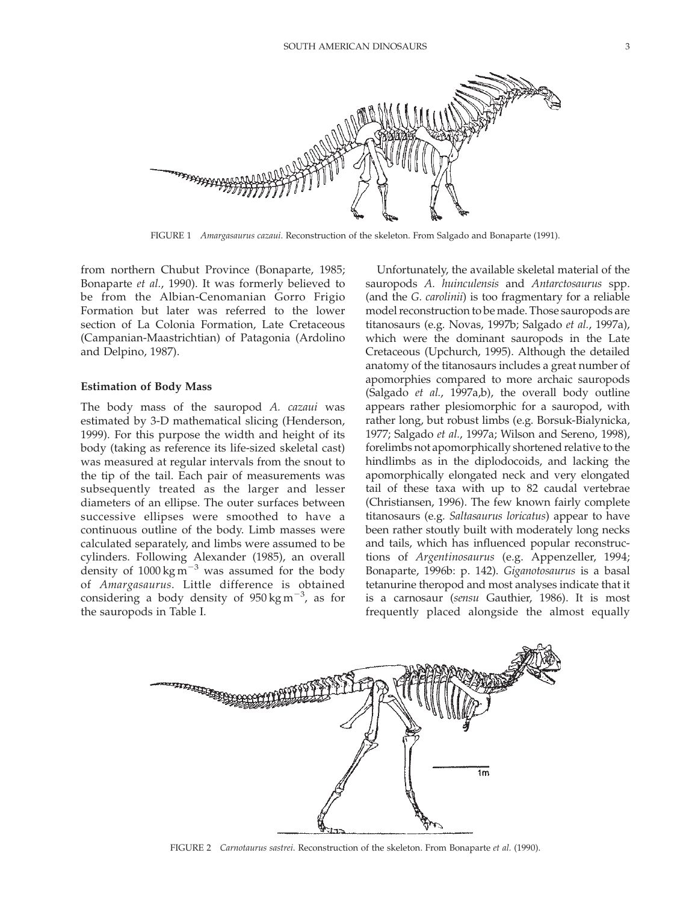FIGURE 1 *Amargasaurus cazaui*. Reconstruction of the skeleton. From Salgado and Bonaparte (1991).

from northern Chubut Province (Bonaparte, 1985; Bonaparte *et al.*, 1990). It was formerly believed to be from the Albian-Cenomanian Gorro Frigio Formation but later was referred to the lower section of La Colonia Formation, Late Cretaceous (Campanian-Maastrichtian) of Patagonia (Ardolino and Delpino, 1987).

### Estimation of Body Mass

The body mass of the sauropod *A. cazaui* was estimated by 3-D mathematical slicing (Henderson, 1999). For this purpose the width and height of its body (taking as reference its life-sized skeletal cast) was measured at regular intervals from the snout to the tip of the tail. Each pair of measurements was subsequently treated as the larger and lesser diameters of an ellipse. The outer surfaces between successive ellipses were smoothed to have a continuous outline of the body. Limb masses were calculated separately, and limbs were assumed to be cylinders. Following Alexander (1985), an overall density of $1000\,\mathrm{kg\,m^{-3}}$ was assumed for the body of *Amargasaurus*. Little difference is obtained considering a body density of $950\,\mathrm{kg\,m^{-3}}$, as for the sauropods in Table I.

Unfortunately, the available skeletal material of the sauropods *A. huinculensis* and *Antarctosaurus* spp. (and the *G. carolinii*) is too fragmentary for a reliable model reconstruction to be made. Those sauropods are titanosaurs (e.g. Novas, 1997b; Salgado *et al.*, 1997a), which were the dominant sauropods in the Late Cretaceous (Upchurch, 1995). Although the detailed anatomy of the titanosaurs includes a great number of apomorphies compared to more archaic sauropods (Salgado *et al.*, 1997a,b), the overall body outline appears rather plesiomorphic for a sauropod, with rather long, but robust limbs (e.g. Borsuk-Bialynicka, 1977; Salgado *et al.*, 1997a; Wilson and Sereno, 1998), forelimbs not apomorphically shortened relative to the hindlimbs as in the diplodocoids, and lacking the apomorphically elongated neck and very elongated tail of these taxa with up to 82 caudal vertebrae (Christiansen, 1996). The few known fairly complete titanosaurs (e.g. *Saltasaurus loricatus*) appear to have been rather stoutly built with moderately long necks and tails, which has influenced popular reconstructions of *Argentinosaurus* (e.g. Appenzeller, 1994; Bonaparte, 1996b: p. 142). *Giganotosaurus* is a basal tetanurine theropod and most analyses indicate that it is a carnosaur (*sensu* Gauthier, 1986). It is most frequently placed alongside the almost equally

FIGURE 2 *Carnotaurus sastrei*. Reconstruction of the skeleton. From Bonaparte *et al.* (1990).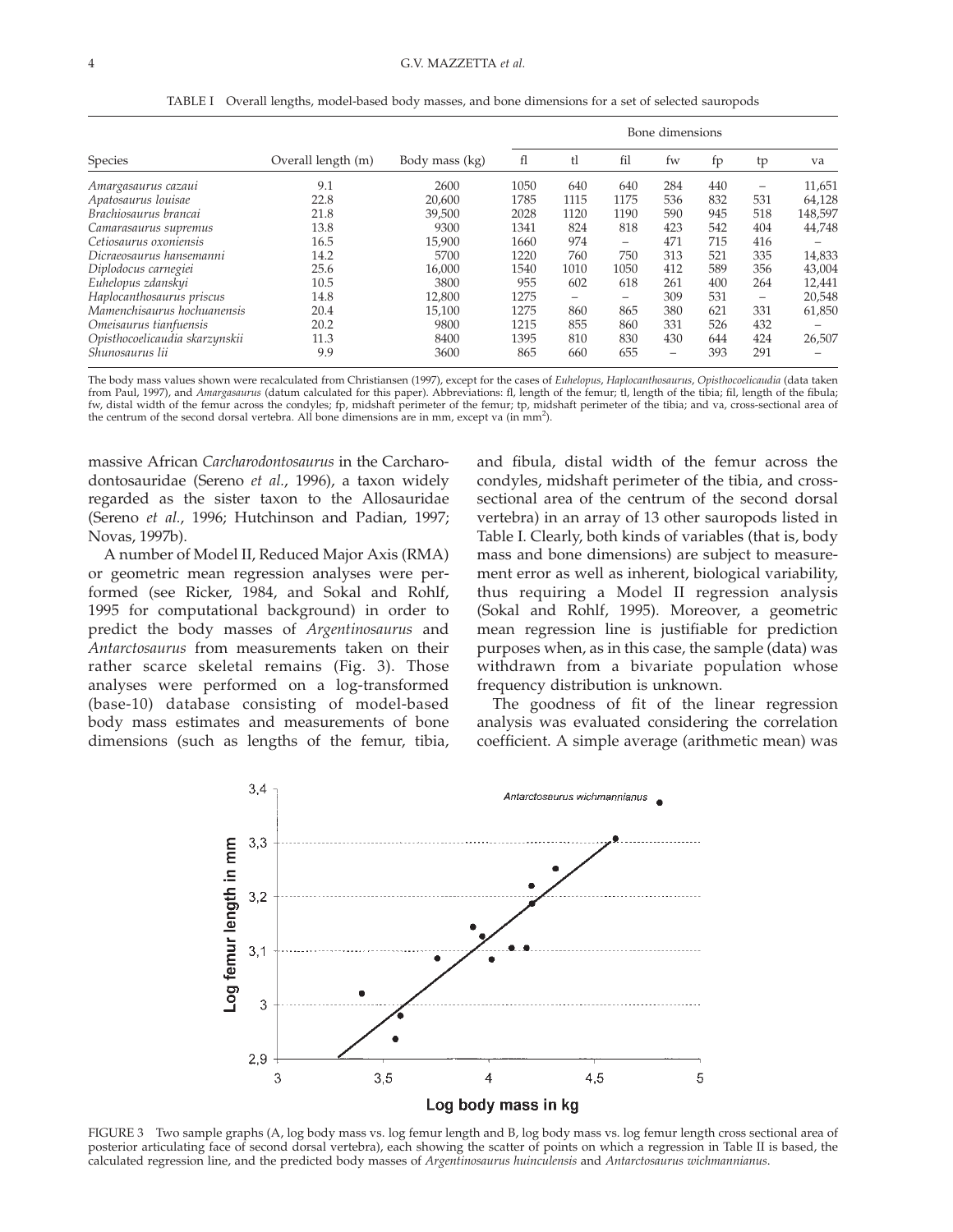TABLE I Overall lengths, model-based body masses, and bone dimensions for a set of selected sauropods

| Species | Overall length (m) | Body mass (kg) | Bone dimensions | | | | | | |
|---|---|---|---|---|---|---|---|---|---|
| | | | fl | tl | fil | fw | fp | tp | va |
| *Amargasaurus cazaui* | 9.1 | 2600 | 1050 | 640 | 640 | 284 | 440 | – | 11,651 |
| *Apatosaurus louisae* | 22.8 | 20,600 | 1785 | 1115 | 1175 | 536 | 832 | 531 | 64,128 |
| *Brachiosaurus brancai* | 21.8 | 39,500 | 2028 | 1120 | 1190 | 590 | 945 | 518 | 148,597 |
| *Camarasaurus supremus* | 13.8 | 9300 | 1341 | 824 | 818 | 423 | 542 | 404 | 44,748 |
| *Cetiosaurus oxoniensis* | 16.5 | 15,900 | 1660 | 974 | – | 471 | 715 | 416 | – |
| *Dicraeosaurus hansemanni* | 14.2 | 5700 | 1220 | 760 | 750 | 313 | 521 | 335 | 14,833 |
| *Diplodocus carnegiei* | 25.6 | 16,000 | 1540 | 1010 | 1050 | 412 | 589 | 356 | 43,004 |
| *Euhelopus zdanskyi* | 10.5 | 3800 | 955 | 602 | 618 | 261 | 400 | 264 | 12,441 |
| *Haplocanthosaurus priscus* | 14.8 | 12,800 | 1275 | – | – | 309 | 531 | – | 20,548 |
| *Mamenchisaurus hochuanensis* | 20.4 | 15,100 | 1275 | 860 | 865 | 380 | 621 | 331 | 61,850 |
| *Omeisaurus tianfuensis* | 20.2 | 9800 | 1215 | 855 | 860 | 331 | 526 | 432 | – |
| *Opisthocoelicaudia skarzynskii* | 11.3 | 8400 | 1395 | 810 | 830 | 430 | 644 | 424 | 26,507 |
| *Shunosaurus lii* | 9.9 | 3600 | 865 | 660 | 655 | – | 393 | 291 | – |

The body mass values shown were recalculated from Christiansen (1997), except for the cases of *Euhelopus*, *Haplocanthosaurus*, *Opisthocoelicaudia* (data taken from Paul, 1997), and *Amargasaurus* (datum calculated for this paper). Abbreviations: fl, length of the femur; tl, length of the tibia; fil, length of the fibula; fw, distal width of the femur across the condyles; fp, midshaft perimeter of the femur; tp, midshaft perimeter of the tibia; and va, cross-sectional area of the centrum of the second dorsal vertebra. All bone dimensions are in mm, except va (in mm$^2$).

massive African *Carcharodontosaurus* in the Carcharodontosauridae (Sereno *et al.*, 1996), a taxon widely regarded as the sister taxon to the Allosauridae (Sereno *et al.*, 1996; Hutchinson and Padian, 1997; Novas, 1997b).

A number of Model II, Reduced Major Axis (RMA) or geometric mean regression analyses were performed (see Ricker, 1984, and Sokal and Rohlf, 1995 for computational background) in order to predict the body masses of *Argentinosaurus* and *Antarctosaurus* from measurements taken on their rather scarce skeletal remains (Fig. 3). Those analyses were performed on a log-transformed (base-10) database consisting of model-based body mass estimates and measurements of bone dimensions (such as lengths of the femur, tibia, and fibula, distal width of the femur across the condyles, midshaft perimeter of the tibia, and cross-sectional area of the centrum of the second dorsal vertebra) in an array of 13 other sauropods listed in Table I. Clearly, both kinds of variables (that is, body mass and bone dimensions) are subject to measurement error as well as inherent, biological variability, thus requiring a Model II regression analysis (Sokal and Rohlf, 1995). Moreover, a geometric mean regression line is justifiable for prediction purposes when, as in this case, the sample (data) was withdrawn from a bivariate population whose frequency distribution is unknown.

The goodness of fit of the linear regression analysis was evaluated considering the correlation coefficient. A simple average (arithmetic mean) was

FIGURE 3 Two sample graphs (A, log body mass vs. log femur length and B, log body mass vs. log femur length cross sectional area of posterior articulating face of second dorsal vertebra), each showing the scatter of points on which a regression in Table II is based, the calculated regression line, and the predicted body masses of *Argentinosaurus huinculensis* and *Antarctosaurus wichmannianus*.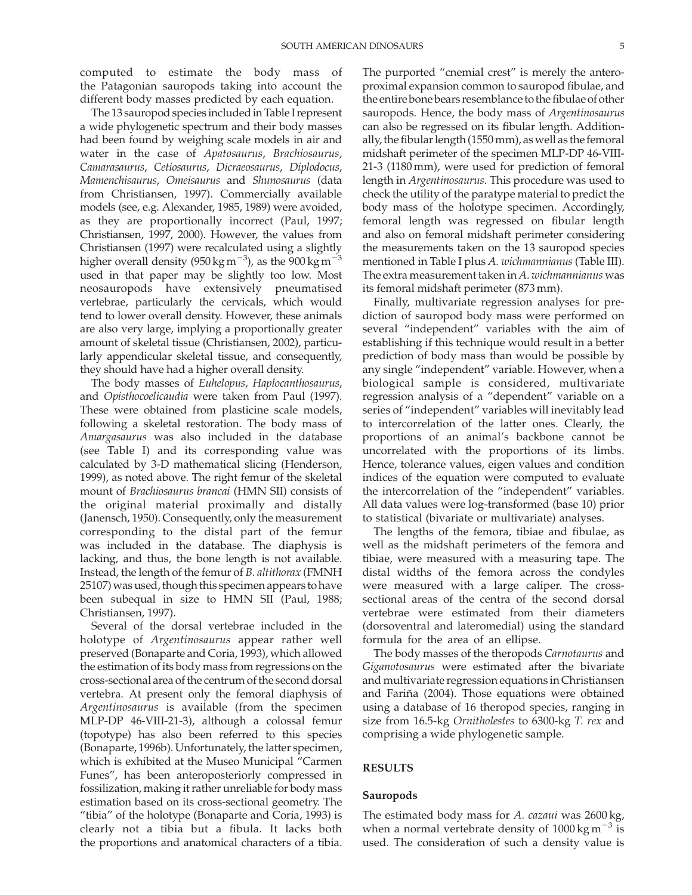computed to estimate the body mass of the Patagonian sauropods taking into account the different body masses predicted by each equation.

The 13 sauropod species included in Table I represent a wide phylogenetic spectrum and their body masses had been found by weighing scale models in air and water in the case of *Apatosaurus*, *Brachiosaurus*, *Camarasaurus*, *Cetiosaurus*, *Dicraeosaurus*, *Diplodocus*, *Mamenchisaurus*, *Omeisaurus* and *Shunosaurus* (data from Christiansen, 1997). Commercially available models (see, e.g. Alexander, 1985, 1989) were avoided, as they are proportionally incorrect (Paul, 1997; Christiansen, 1997, 2000). However, the values from Christiansen (1997) were recalculated using a slightly higher overall density (950 kg m$^{-3}$), as the 900 kg m$^{-3}$ used in that paper may be slightly too low. Most neosauropods have extensively pneumatised vertebrae, particularly the cervicals, which would tend to lower overall density. However, these animals are also very large, implying a proportionally greater amount of skeletal tissue (Christiansen, 2002), particularly appendicular skeletal tissue, and consequently, they should have had a higher overall density.

The body masses of *Euhelopus*, *Haplocanthosaurus*, and *Opisthocoelicaudia* were taken from Paul (1997). These were obtained from plasticine scale models, following a skeletal restoration. The body mass of *Amargasaurus* was also included in the database (see Table I) and its corresponding value was calculated by 3-D mathematical slicing (Henderson, 1999), as noted above. The right femur of the skeletal mount of *Brachiosaurus brancai* (HMN SII) consists of the original material proximally and distally (Janensch, 1950). Consequently, only the measurement corresponding to the distal part of the femur was included in the database. The diaphysis is lacking, and thus, the bone length is not available. Instead, the length of the femur of *B. altithorax* (FMNH 25107) was used, though this specimen appears to have been subequal in size to HMN SII (Paul, 1988; Christiansen, 1997).

Several of the dorsal vertebrae included in the holotype of *Argentinosaurus* appear rather well preserved (Bonaparte and Coria, 1993), which allowed the estimation of its body mass from regressions on the cross-sectional area of the centrum of the second dorsal vertebra. At present only the femoral diaphysis of *Argentinosaurus* is available (from the specimen MLP-DP 46-VIII-21-3), although a colossal femur (topotype) has also been referred to this species (Bonaparte, 1996b). Unfortunately, the latter specimen, which is exhibited at the Museo Municipal "Carmen Funes", has been anteroposteriorly compressed in fossilization, making it rather unreliable for body mass estimation based on its cross-sectional geometry. The "tibia" of the holotype (Bonaparte and Coria, 1993) is clearly not a tibia but a fibula. It lacks both the proportions and anatomical characters of a tibia. The purported "cnemial crest" is merely the anteroproximal expansion common to sauropod fibulae, and the entire bone bears resemblance to the fibulae of other sauropods. Hence, the body mass of *Argentinosaurus* can also be regressed on its fibular length. Additionally, the fibular length (1550 mm), as well as the femoral midshaft perimeter of the specimen MLP-DP 46-VIII-21-3 (1180 mm), were used for prediction of femoral length in *Argentinosaurus*. This procedure was used to check the utility of the paratype material to predict the body mass of the holotype specimen. Accordingly, femoral length was regressed on fibular length and also on femoral midshaft perimeter considering the measurements taken on the 13 sauropod species mentioned in Table I plus *A. wichmannianus* (Table III). The extra measurement taken in *A. wichmannianus* was its femoral midshaft perimeter (873 mm).

Finally, multivariate regression analyses for prediction of sauropod body mass were performed on several "independent" variables with the aim of establishing if this technique would result in a better prediction of body mass than would be possible by any single "independent" variable. However, when a biological sample is considered, multivariate regression analysis of a "dependent" variable on a series of "independent" variables will inevitably lead to intercorrelation of the latter ones. Clearly, the proportions of an animal's backbone cannot be uncorrelated with the proportions of its limbs. Hence, tolerance values, eigen values and condition indices of the equation were computed to evaluate the intercorrelation of the "independent" variables. All data values were log-transformed (base 10) prior to statistical (bivariate or multivariate) analyses.

The lengths of the femora, tibiae and fibulae, as well as the midshaft perimeters of the femora and tibiae, were measured with a measuring tape. The distal widths of the femora across the condyles were measured with a large caliper. The cross-sectional areas of the centra of the second dorsal vertebrae were estimated from their diameters (dorsoventral and lateromedial) using the standard formula for the area of an ellipse.

The body masses of the theropods *Carnotaurus* and *Giganotosaurus* were estimated after the bivariate and multivariate regression equations in Christiansen and Fariña (2004). Those equations were obtained using a database of 16 theropod species, ranging in size from 16.5-kg *Ornitholestes* to 6300-kg *T. rex* and comprising a wide phylogenetic sample.

## RESULTS

### Sauropods

The estimated body mass for *A. cazaui* was 2600 kg, when a normal vertebrate density of 1000 kg m$^{-3}$ is used. The consideration of such a density value is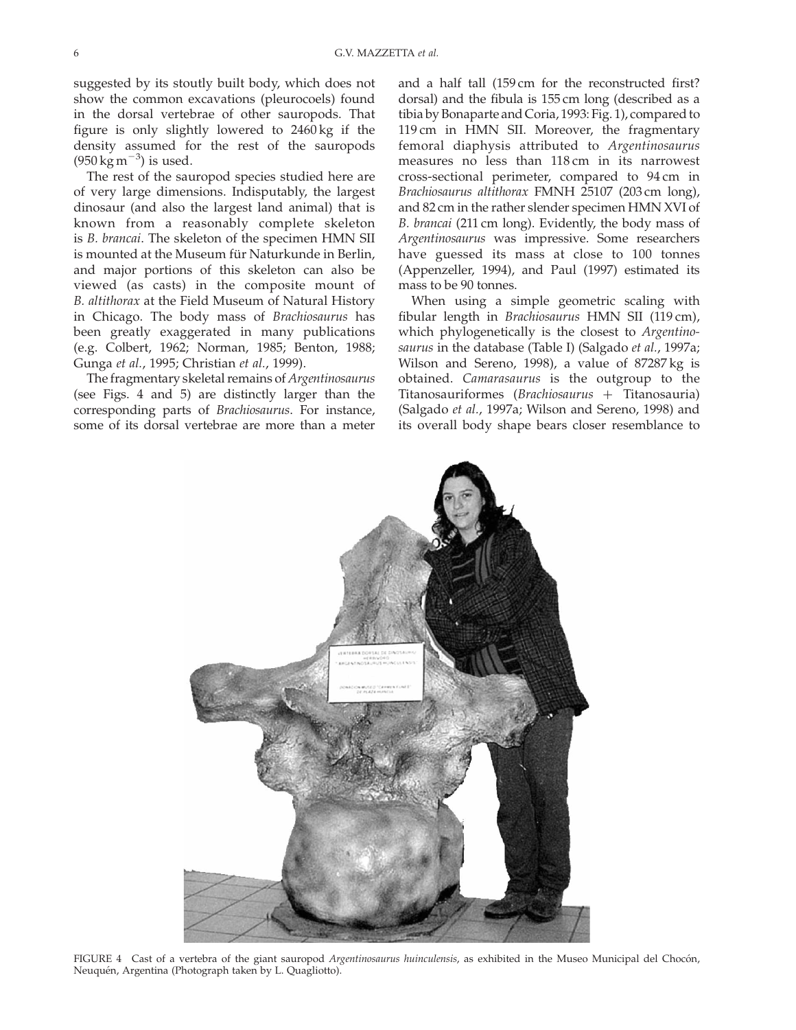suggested by its stoutly built body, which does not show the common excavations (pleurocoels) found in the dorsal vertebrae of other sauropods. That figure is only slightly lowered to 2460 kg if the density assumed for the rest of the sauropods ($950\,\mathrm{kg\,m^{-3}}$) is used.

The rest of the sauropod species studied here are of very large dimensions. Indisputably, the largest dinosaur (and also the largest land animal) that is known from a reasonably complete skeleton is *B. brancai*. The skeleton of the specimen HMN SII is mounted at the Museum für Naturkunde in Berlin, and major portions of this skeleton can also be viewed (as casts) in the composite mount of *B. altithorax* at the Field Museum of Natural History in Chicago. The body mass of *Brachiosaurus* has been greatly exaggerated in many publications (e.g. Colbert, 1962; Norman, 1985; Benton, 1988; Gunga *et al.*, 1995; Christian *et al.*, 1999).

The fragmentary skeletal remains of *Argentinosaurus* (see Figs. 4 and 5) are distinctly larger than the corresponding parts of *Brachiosaurus*. For instance, some of its dorsal vertebrae are more than a meter and a half tall (159 cm for the reconstructed first? dorsal) and the fibula is 155 cm long (described as a tibia by Bonaparte and Coria, 1993: Fig. 1), compared to 119 cm in HMN SII. Moreover, the fragmentary femoral diaphysis attributed to *Argentinosaurus* measures no less than 118 cm in its narrowest cross-sectional perimeter, compared to 94 cm in *Brachiosaurus altithorax* FMNH 25107 (203 cm long), and 82 cm in the rather slender specimen HMN XVI of *B. brancai* (211 cm long). Evidently, the body mass of *Argentinosaurus* was impressive. Some researchers have guessed its mass at close to 100 tonnes (Appenzeller, 1994), and Paul (1997) estimated its mass to be 90 tonnes.

When using a simple geometric scaling with fibular length in *Brachiosaurus* HMN SII (119 cm), which phylogenetically is the closest to *Argentinosaurus* in the database (Table I) (Salgado *et al.*, 1997a; Wilson and Sereno, 1998), a value of 87287 kg is obtained. *Camarasaurus* is the outgroup to the Titanosauriformes (*Brachiosaurus* + Titanosauria) (Salgado *et al.*, 1997a; Wilson and Sereno, 1998) and its overall body shape bears closer resemblance to

FIGURE 4 Cast of a vertebra of the giant sauropod *Argentinosaurus huinculensis*, as exhibited in the Museo Municipal del Chocón, Neuquén, Argentina (Photograph taken by L. Quagliotto).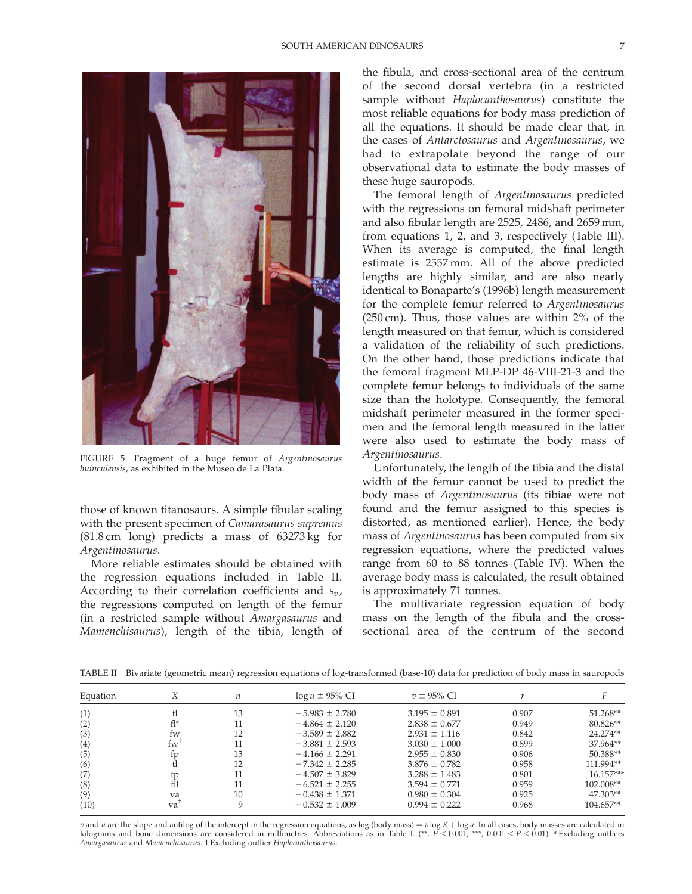FIGURE 5 Fragment of a huge femur of *Argentinosaurus huinculensis*, as exhibited in the Museo de La Plata.

those of known titanosaurs. A simple fibular scaling with the present specimen of *Camarasaurus supremus* (81.8 cm long) predicts a mass of 63273 kg for *Argentinosaurus*.

More reliable estimates should be obtained with the regression equations included in Table II. According to their correlation coefficients and $s_v$, the regressions computed on length of the femur (in a restricted sample without *Amargasaurus* and *Mamenchisaurus*), length of the tibia, length of the fibula, and cross-sectional area of the centrum of the second dorsal vertebra (in a restricted sample without *Haplocanthosaurus*) constitute the most reliable equations for body mass prediction of all the equations. It should be made clear that, in the cases of *Antarctosaurus* and *Argentinosaurus*, we had to extrapolate beyond the range of our observational data to estimate the body masses of these huge sauropods.

The femoral length of *Argentinosaurus* predicted with the regressions on femoral midshaft perimeter and also fibular length are 2525, 2486, and 2659 mm, from equations 1, 2, and 3, respectively (Table III). When its average is computed, the final length estimate is 2557 mm. All of the above predicted lengths are highly similar, and are also nearly identical to Bonaparte's (1996b) length measurement for the complete femur referred to *Argentinosaurus* (250 cm). Thus, those values are within 2% of the length measured on that femur, which is considered a validation of the reliability of such predictions. On the other hand, those predictions indicate that the femoral fragment MLP-DP 46-VIII-21-3 and the complete femur belongs to individuals of the same size than the holotype. Consequently, the femoral midshaft perimeter measured in the former specimen and the femoral length measured in the latter were also used to estimate the body mass of *Argentinosaurus*.

Unfortunately, the length of the tibia and the distal width of the femur cannot be used to predict the body mass of *Argentinosaurus* (its tibiae were not found and the femur assigned to this species is distorted, as mentioned earlier). Hence, the body mass of *Argentinosaurus* has been computed from six regression equations, where the predicted values range from 60 to 88 tonnes (Table IV). When the average body mass is calculated, the result obtained is approximately 71 tonnes.

The multivariate regression equation of body mass on the length of the fibula and the cross-sectional area of the centrum of the second

TABLE II Bivariate (geometric mean) regression equations of log-transformed (base-10) data for prediction of body mass in sauropods

| Equation | $X$ | $n$ | $\log u \pm 95\%$ CI | $v \pm 95\%$ CI | $r$ | $F$ |
|---|---|---|---|---|---|---|
| (1) | fl | 13 | $-5.983 \pm 2.780$ | $3.195 \pm 0.891$ | 0.907 | 51.268** |
| (2) | fl* | 11 | $-4.864 \pm 2.120$ | $2.838 \pm 0.677$ | 0.949 | 80.826** |
| (3) | fw | 12 | $-3.589 \pm 2.882$ | $2.931 \pm 1.116$ | 0.842 | 24.274** |
| (4) | fw† | 11 | $-3.881 \pm 2.593$ | $3.030 \pm 1.000$ | 0.899 | 37.964** |
| (5) | fp | 13 | $-4.166 \pm 2.291$ | $2.955 \pm 0.830$ | 0.906 | 50.388** |
| (6) | tl | 12 | $-7.342 \pm 2.285$ | $3.876 \pm 0.782$ | 0.958 | 111.994** |
| (7) | tp | 11 | $-4.507 \pm 3.829$ | $3.288 \pm 1.483$ | 0.801 | 16.157*** |
| (8) | fil | 11 | $-6.521 \pm 2.255$ | $3.594 \pm 0.771$ | 0.959 | 102.008** |
| (9) | va | 10 | $-0.438 \pm 1.371$ | $0.980 \pm 0.304$ | 0.925 | 47.303** |
| (10) | va† | 9 | $-0.532 \pm 1.009$ | $0.994 \pm 0.222$ | 0.968 | 104.657** |

$v$ and $u$ are the slope and antilog of the intercept in the regression equations, as $\log(\text{body mass}) = v \log X + \log u$. In all cases, body masses are calculated in kilograms and bone dimensions are considered in millimetres. Abbreviations as in Table I. (**, $P < 0.001$; ***, $0.001 < P < 0.01$). *Excluding outliers *Amargasaurus* and *Mamenchisaurus*. † Excluding outlier *Haplocanthosaurus*.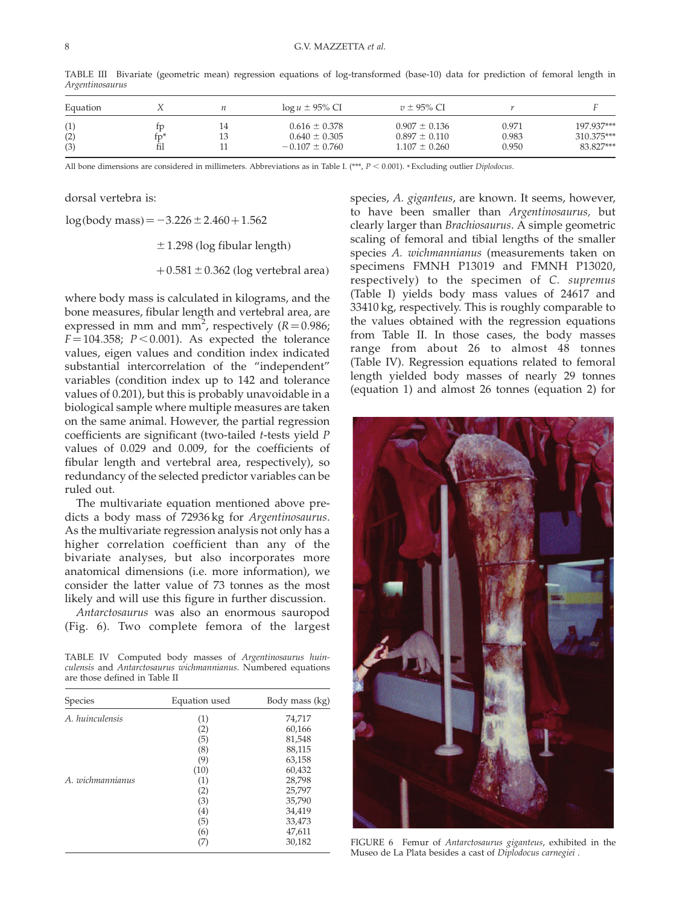TABLE III Bivariate (geometric mean) regression equations of log-transformed (base-10) data for prediction of femoral length in *Argentinosaurus*

| Equation | $X$ | $n$ | $\log u \pm 95\%$ CI | $v \pm 95\%$ CI | $r$ | $F$ |
|---|---|---|---|---|---|---|
| (1) | fp | 14 | $0.616 \pm 0.378$ | $0.907 \pm 0.136$ | 0.971 | 197.937*** |
| (2) | fp* | 13 | $0.640 \pm 0.305$ | $0.897 \pm 0.110$ | 0.983 | 310.375*** |
| (3) | fil | 11 | $-0.107 \pm 0.760$ | $1.107 \pm 0.260$ | 0.950 | 83.827*** |

All bone dimensions are considered in millimeters. Abbreviations as in Table I. (***, $P < 0.001$). *Excluding outlier *Diplodocus*.

dorsal vertebra is:

$$\log(\text{body mass}) = -3.226 \pm 2.460 + 1.562 \pm 1.298\ (\log \text{fibular length}) + 0.581 \pm 0.362\ (\log \text{vertebral area})$$

where body mass is calculated in kilograms, and the bone measures, fibular length and vertebral area, are expressed in mm and mm$^2$, respectively ($R = 0.986$; $F = 104.358$; $P < 0.001$). As expected the tolerance values, eigen values and condition index indicated substantial intercorrelation of the "independent" variables (condition index up to 142 and tolerance values of 0.201), but this is probably unavoidable in a biological sample where multiple measures are taken on the same animal. However, the partial regression coefficients are significant (two-tailed $t$-tests yield $P$ values of 0.029 and 0.009, for the coefficients of fibular length and vertebral area, respectively), so redundancy of the selected predictor variables can be ruled out.

The multivariate equation mentioned above predicts a body mass of 72936 kg for *Argentinosaurus*. As the multivariate regression analysis not only has a higher correlation coefficient than any of the bivariate analyses, but also incorporates more anatomical dimensions (i.e. more information), we consider the latter value of 73 tonnes as the most likely and will use this figure in further discussion.

*Antarctosaurus* was also an enormous sauropod (Fig. 6). Two complete femora of the largest species, *A. giganteus*, are known. It seems, however, to have been smaller than *Argentinosaurus*, but clearly larger than *Brachiosaurus*. A simple geometric scaling of femoral and tibial lengths of the smaller species *A. wichmannianus* (measurements taken on specimens FMNH P13019 and FMNH P13020, respectively) to the specimen of *C. supremus* (Table I) yields body mass values of 24617 and 33410 kg, respectively. This is roughly comparable to the values obtained with the regression equations from Table II. In those cases, the body masses range from about 26 to almost 48 tonnes (Table IV). Regression equations related to femoral length yielded body masses of nearly 29 tonnes (equation 1) and almost 26 tonnes (equation 2) for

TABLE IV Computed body masses of *Argentinosaurus huinculensis* and *Antarctosaurus wichmannianus*. Numbered equations are those defined in Table II

| Species | Equation used | Body mass (kg) |
|---|---|---|
| *A. huinculensis* | (1) | 74,717 |
| | (2) | 60,166 |
| | (5) | 81,548 |
| | (8) | 88,115 |
| | (9) | 63,158 |
| | (10) | 60,432 |
| *A. wichmannianus* | (1) | 28,798 |
| | (2) | 25,797 |
| | (3) | 35,790 |
| | (4) | 34,419 |
| | (5) | 33,473 |
| | (6) | 47,611 |
| | (7) | 30,182 |

FIGURE 6 Femur of *Antarctosaurus giganteus*, exhibited in the Museo de La Plata besides a cast of *Diplodocus carnegiei*.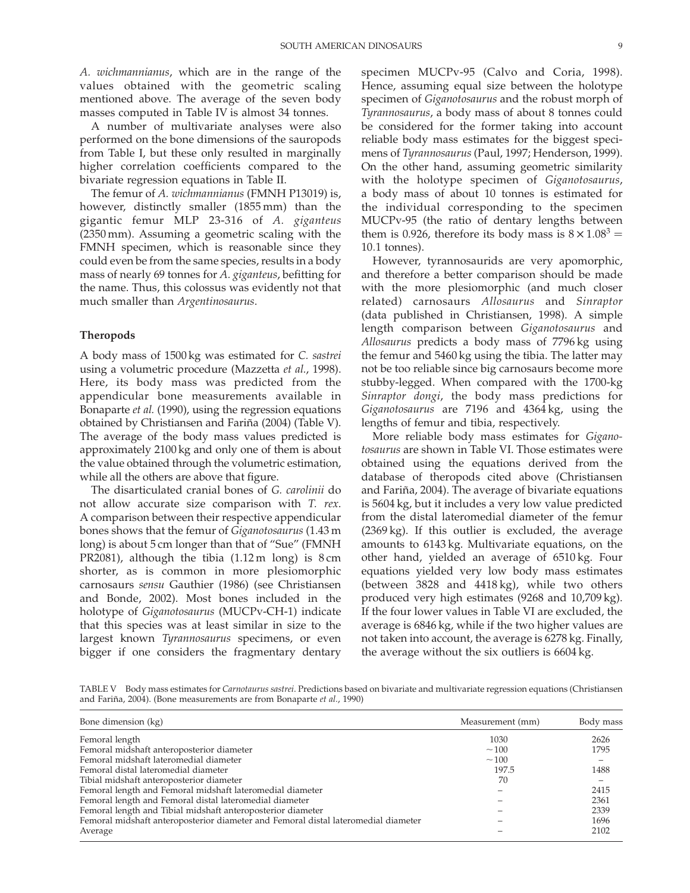*A. wichmannianus*, which are in the range of the values obtained with the geometric scaling mentioned above. The average of the seven body masses computed in Table IV is almost 34 tonnes.

A number of multivariate analyses were also performed on the bone dimensions of the sauropods from Table I, but these only resulted in marginally higher correlation coefficients compared to the bivariate regression equations in Table II.

The femur of *A. wichmannianus* (FMNH P13019) is, however, distinctly smaller (1855 mm) than the gigantic femur MLP 23-316 of *A. giganteus* (2350 mm). Assuming a geometric scaling with the FMNH specimen, which is reasonable since they could even be from the same species, results in a body mass of nearly 69 tonnes for *A. giganteus*, befitting for the name. Thus, this colossus was evidently not that much smaller than *Argentinosaurus*.

### Theropods

A body mass of 1500 kg was estimated for *C. sastrei* using a volumetric procedure (Mazzetta *et al.*, 1998). Here, its body mass was predicted from the appendicular bone measurements available in Bonaparte *et al.* (1990), using the regression equations obtained by Christiansen and Fariña (2004) (Table V). The average of the body mass values predicted is approximately 2100 kg and only one of them is about the value obtained through the volumetric estimation, while all the others are above that figure.

The disarticulated cranial bones of *G. carolinii* do not allow accurate size comparison with *T. rex*. A comparison between their respective appendicular bones shows that the femur of *Giganotosaurus* (1.43 m long) is about 5 cm longer than that of "Sue" (FMNH PR2081), although the tibia (1.12 m long) is 8 cm shorter, as is common in more plesiomorphic carnosaurs *sensu* Gauthier (1986) (see Christiansen and Bonde, 2002). Most bones included in the holotype of *Giganotosaurus* (MUCPv-CH-1) indicate that this species was at least similar in size to the largest known *Tyrannosaurus* specimens, or even bigger if one considers the fragmentary dentary specimen MUCPv-95 (Calvo and Coria, 1998). Hence, assuming equal size between the holotype specimen of *Giganotosaurus* and the robust morph of *Tyrannosaurus*, a body mass of about 8 tonnes could be considered for the former taking into account reliable body mass estimates for the biggest specimens of *Tyrannosaurus* (Paul, 1997; Henderson, 1999). On the other hand, assuming geometric similarity with the holotype specimen of *Giganotosaurus*, a body mass of about 10 tonnes is estimated for the individual corresponding to the specimen MUCPv-95 (the ratio of dentary lengths between them is 0.926, therefore its body mass is $8 \times 1.08^3 = 10.1$ tonnes).

However, tyrannosaurids are very apomorphic, and therefore a better comparison should be made with the more plesiomorphic (and much closer related) carnosaurs *Allosaurus* and *Sinraptor* (data published in Christiansen, 1998). A simple length comparison between *Giganotosaurus* and *Allosaurus* predicts a body mass of 7796 kg using the femur and 5460 kg using the tibia. The latter may not be too reliable since big carnosaurs become more stubby-legged. When compared with the 1700-kg *Sinraptor dongi*, the body mass predictions for *Giganotosaurus* are 7196 and 4364 kg, using the lengths of femur and tibia, respectively.

More reliable body mass estimates for *Giganotosaurus* are shown in Table VI. Those estimates were obtained using the equations derived from the database of theropods cited above (Christiansen and Fariña, 2004). The average of bivariate equations is 5604 kg, but it includes a very low value predicted from the distal lateromedial diameter of the femur (2369 kg). If this outlier is excluded, the average amounts to 6143 kg. Multivariate equations, on the other hand, yielded an average of 6510 kg. Four equations yielded very low body mass estimates (between 3828 and 4418 kg), while two others produced very high estimates (9268 and 10,709 kg). If the four lower values in Table VI are excluded, the average is 6846 kg, while if the two higher values are not taken into account, the average is 6278 kg. Finally, the average without the six outliers is 6604 kg.

TABLE V Body mass estimates for *Carnotaurus sastrei*. Predictions based on bivariate and multivariate regression equations (Christiansen and Fariña, 2004). (Bone measurements are from Bonaparte *et al.*, 1990)

| Bone dimension (kg) | Measurement (mm) | Body mass |
|---|---|---|
| Femoral length | 1030 | 2626 |
| Femoral midshaft anteroposterior diameter | ~100 | 1795 |
| Femoral midshaft lateromedial diameter | ~100 | – |
| Femoral distal lateromedial diameter | 197.5 | 1488 |
| Tibial midshaft anteroposterior diameter | 70 | – |
| Femoral length and Femoral midshaft lateromedial diameter | – | 2415 |
| Femoral length and Femoral distal lateromedial diameter | – | 2361 |
| Femoral length and Tibial midshaft anteroposterior diameter | – | 2339 |
| Femoral midshaft anteroposterior diameter and Femoral distal lateromedial diameter | – | 1696 |
| Average | – | 2102 |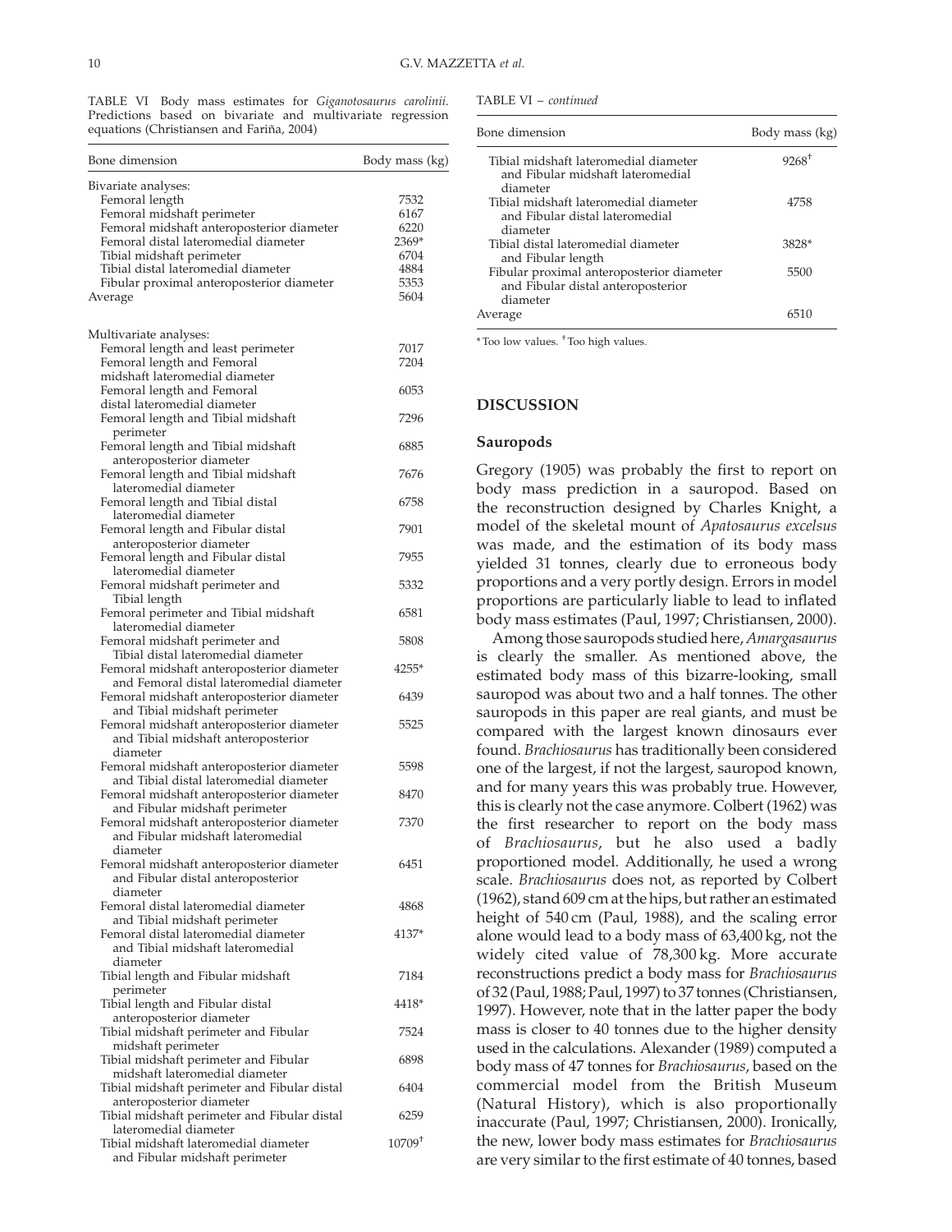TABLE VI Body mass estimates for *Giganotosaurus carolinii*. Predictions based on bivariate and multivariate regression equations (Christiansen and Fariña, 2004)

| Bone dimension | Body mass (kg) |
|---|---|
| Bivariate analyses: | |
| Femoral length | 7532 |
| Femoral midshaft perimeter | 6167 |
| Femoral midshaft anteroposterior diameter | 6220 |
| Femoral distal lateromedial diameter | 2369* |
| Tibial midshaft perimeter | 6704 |
| Tibial distal lateromedial diameter | 4884 |
| Fibular proximal anteroposterior diameter | 5353 |
| Average | 5604 |
| Multivariate analyses: | |
| Femoral length and least perimeter | 7017 |
| Femoral length and Femoral midshaft lateromedial diameter | 7204 |
| Femoral length and Femoral distal lateromedial diameter | 6053 |
| Femoral length and Tibial midshaft perimeter | 7296 |
| Femoral length and Tibial midshaft anteroposterior diameter | 6885 |
| Femoral length and Tibial midshaft lateromedial diameter | 7676 |
| Femoral length and Tibial distal lateromedial diameter | 6758 |
| Femoral length and Fibular distal anteroposterior diameter | 7901 |
| Femoral length and Fibular distal lateromedial diameter | 7955 |
| Femoral midshaft perimeter and Tibial length | 5332 |
| Femoral perimeter and Tibial midshaft lateromedial diameter | 6581 |
| Femoral midshaft perimeter and Tibial distal lateromedial diameter | 5808 |
| Femoral midshaft anteroposterior diameter and Femoral distal lateromedial diameter | 4255* |
| Femoral midshaft anteroposterior diameter and Tibial midshaft perimeter | 6439 |
| Femoral midshaft anteroposterior diameter and Tibial midshaft anteroposterior diameter | 5525 |
| Femoral midshaft anteroposterior diameter and Tibial distal lateromedial diameter | 5598 |
| Femoral midshaft anteroposterior diameter and Fibular midshaft perimeter | 8470 |
| Femoral midshaft anteroposterior diameter and Fibular midshaft lateromedial diameter | 7370 |
| Femoral midshaft anteroposterior diameter and Fibular distal anteroposterior diameter | 6451 |
| Femoral distal lateromedial diameter and Tibial midshaft perimeter | 4868 |
| Femoral distal lateromedial diameter and Tibial midshaft lateromedial diameter | 4137* |
| Tibial length and Fibular midshaft perimeter | 7184 |
| Tibial length and Fibular distal anteroposterior diameter | 4418* |
| Tibial midshaft perimeter and Fibular midshaft perimeter | 7524 |
| Tibial midshaft perimeter and Fibular midshaft lateromedial diameter | 6898 |
| Tibial midshaft perimeter and Fibular distal anteroposterior diameter | 6404 |
| Tibial midshaft perimeter and Fibular distal lateromedial diameter | 6259 |
| Tibial midshaft lateromedial diameter and Fibular midshaft perimeter | 10709† |
| Tibial midshaft lateromedial diameter and Fibular midshaft lateromedial diameter | 9268† |
| Tibial midshaft lateromedial diameter and Fibular distal lateromedial diameter | 4758 |
| Tibial distal lateromedial diameter and Fibular length | 3828* |
| Fibular proximal anteroposterior diameter and Fibular distal anteroposterior diameter | 5500 |
| Average | 6510 |

\* Too low values. † Too high values.

## DISCUSSION

### Sauropods

Gregory (1905) was probably the first to report on body mass prediction in a sauropod. Based on the reconstruction designed by Charles Knight, a model of the skeletal mount of *Apatosaurus excelsus* was made, and the estimation of its body mass yielded 31 tonnes, clearly due to erroneous body proportions and a very portly design. Errors in model proportions are particularly liable to lead to inflated body mass estimates (Paul, 1997; Christiansen, 2000).

Among those sauropods studied here, *Amargasaurus* is clearly the smaller. As mentioned above, the estimated body mass of this bizarre-looking, small sauropod was about two and a half tonnes. The other sauropods in this paper are real giants, and must be compared with the largest known dinosaurs ever found. *Brachiosaurus* has traditionally been considered one of the largest, if not the largest, sauropod known, and for many years this was probably true. However, this is clearly not the case anymore. Colbert (1962) was the first researcher to report on the body mass of *Brachiosaurus*, but he also used a badly proportioned model. Additionally, he used a wrong scale. *Brachiosaurus* does not, as reported by Colbert (1962), stand 609 cm at the hips, but rather an estimated height of 540 cm (Paul, 1988), and the scaling error alone would lead to a body mass of 63,400 kg, not the widely cited value of 78,300 kg. More accurate reconstructions predict a body mass for *Brachiosaurus* of 32 (Paul, 1988; Paul, 1997) to 37 tonnes (Christiansen, 1997). However, note that in the latter paper the body mass is closer to 40 tonnes due to the higher density used in the calculations. Alexander (1989) computed a body mass of 47 tonnes for *Brachiosaurus*, based on the commercial model from the British Museum (Natural History), which is also proportionally inaccurate (Paul, 1997; Christiansen, 2000). Ironically, the new, lower body mass estimates for *Brachiosaurus* are very similar to the first estimate of 40 tonnes, based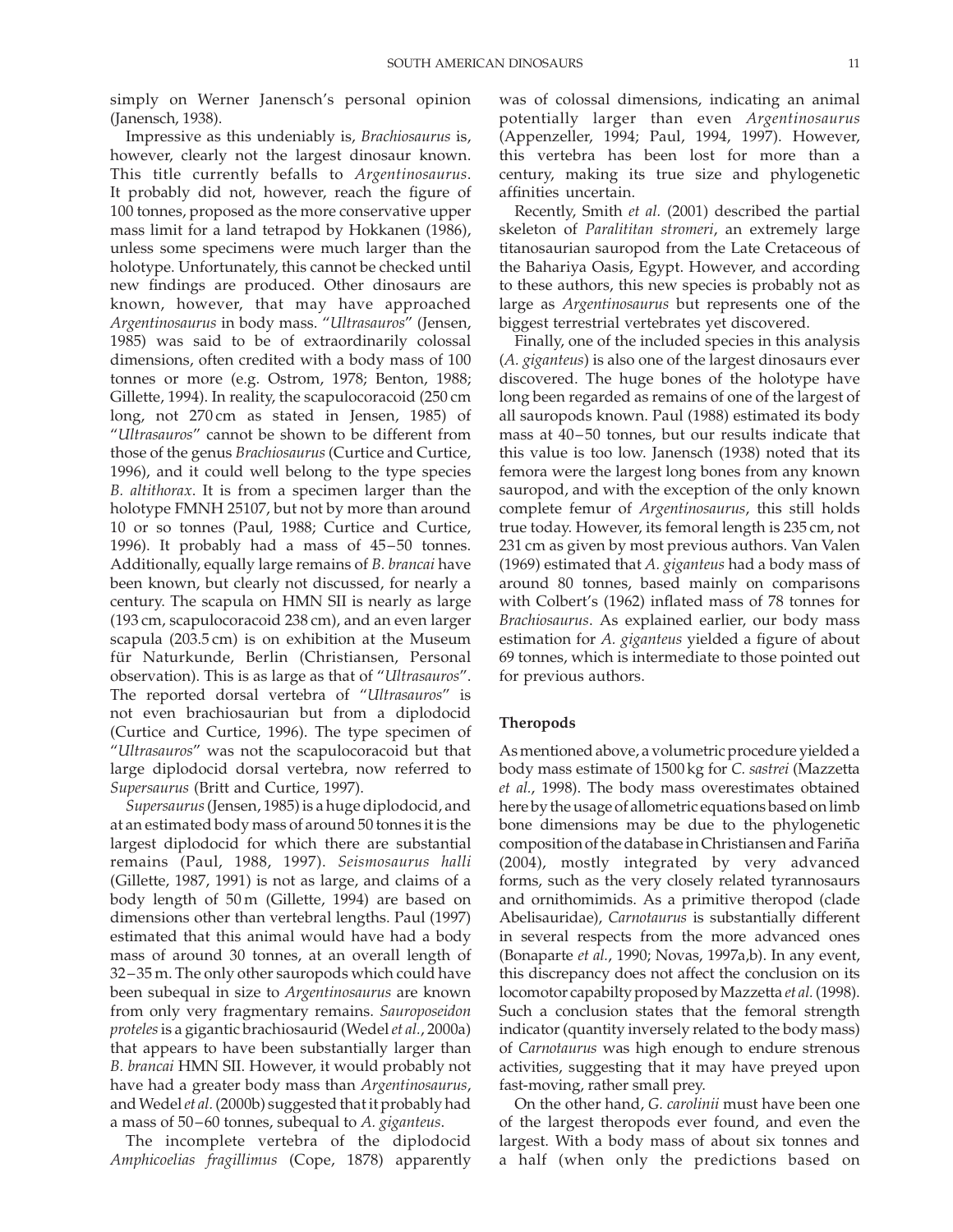simply on Werner Janensch's personal opinion (Janensch, 1938).

Impressive as this undeniably is, *Brachiosaurus* is, however, clearly not the largest dinosaur known. This title currently befalls to *Argentinosaurus*. It probably did not, however, reach the figure of 100 tonnes, proposed as the more conservative upper mass limit for a land tetrapod by Hokkanen (1986), unless some specimens were much larger than the holotype. Unfortunately, this cannot be checked until new findings are produced. Other dinosaurs are known, however, that may have approached *Argentinosaurus* in body mass. "*Ultrasauros*" (Jensen, 1985) was said to be of extraordinarily colossal dimensions, often credited with a body mass of 100 tonnes or more (e.g. Ostrom, 1978; Benton, 1988; Gillette, 1994). In reality, the scapulocoracoid (250 cm long, not 270 cm as stated in Jensen, 1985) of "*Ultrasauros*" cannot be shown to be different from those of the genus *Brachiosaurus* (Curtice and Curtice, 1996), and it could well belong to the type species *B. altithorax*. It is from a specimen larger than the holotype FMNH 25107, but not by more than around 10 or so tonnes (Paul, 1988; Curtice and Curtice, 1996). It probably had a mass of 45–50 tonnes. Additionally, equally large remains of *B. brancai* have been known, but clearly not discussed, for nearly a century. The scapula on HMN SII is nearly as large (193 cm, scapulocoracoid 238 cm), and an even larger scapula (203.5 cm) is on exhibition at the Museum für Naturkunde, Berlin (Christiansen, Personal observation). This is as large as that of "*Ultrasauros*". The reported dorsal vertebra of "*Ultrasauros*" is not even brachiosaurian but from a diplodocid (Curtice and Curtice, 1996). The type specimen of "*Ultrasauros*" was not the scapulocoracoid but that large diplodocid dorsal vertebra, now referred to *Supersaurus* (Britt and Curtice, 1997).

*Supersaurus* (Jensen, 1985) is a huge diplodocid, and at an estimated body mass of around 50 tonnes it is the largest diplodocid for which there are substantial remains (Paul, 1988, 1997). *Seismosaurus halli* (Gillette, 1987, 1991) is not as large, and claims of a body length of 50 m (Gillette, 1994) are based on dimensions other than vertebral lengths. Paul (1997) estimated that this animal would have had a body mass of around 30 tonnes, at an overall length of 32–35 m. The only other sauropods which could have been subequal in size to *Argentinosaurus* are known from only very fragmentary remains. *Sauroposeidon proteles* is a gigantic brachiosaurid (Wedel *et al.*, 2000a) that appears to have been substantially larger than *B. brancai* HMN SII. However, it would probably not have had a greater body mass than *Argentinosaurus*, and Wedel *et al.* (2000b) suggested that it probably had a mass of 50–60 tonnes, subequal to *A. giganteus*.

The incomplete vertebra of the diplodocid *Amphicoelias fragillimus* (Cope, 1878) apparently was of colossal dimensions, indicating an animal potentially larger than even *Argentinosaurus* (Appenzeller, 1994; Paul, 1994, 1997). However, this vertebra has been lost for more than a century, making its true size and phylogenetic affinities uncertain.

Recently, Smith *et al.* (2001) described the partial skeleton of *Paralititan stromeri*, an extremely large titanosaurian sauropod from the Late Cretaceous of the Bahariya Oasis, Egypt. However, and according to these authors, this new species is probably not as large as *Argentinosaurus* but represents one of the biggest terrestrial vertebrates yet discovered.

Finally, one of the included species in this analysis (*A. giganteus*) is also one of the largest dinosaurs ever discovered. The huge bones of the holotype have long been regarded as remains of one of the largest of all sauropods known. Paul (1988) estimated its body mass at 40–50 tonnes, but our results indicate that this value is too low. Janensch (1938) noted that its femora were the largest long bones from any known sauropod, and with the exception of the only known complete femur of *Argentinosaurus*, this still holds true today. However, its femoral length is 235 cm, not 231 cm as given by most previous authors. Van Valen (1969) estimated that *A. giganteus* had a body mass of around 80 tonnes, based mainly on comparisons with Colbert's (1962) inflated mass of 78 tonnes for *Brachiosaurus*. As explained earlier, our body mass estimation for *A. giganteus* yielded a figure of about 69 tonnes, which is intermediate to those pointed out for previous authors.

### Theropods

As mentioned above, a volumetric procedure yielded a body mass estimate of 1500 kg for *C. sastrei* (Mazzetta *et al.*, 1998). The body mass overestimates obtained here by the usage of allometric equations based on limb bone dimensions may be due to the phylogenetic composition of the database in Christiansen and Fariña (2004), mostly integrated by very advanced forms, such as the very closely related tyrannosaurs and ornithomimids. As a primitive theropod (clade Abelisauridae), *Carnotaurus* is substantially different in several respects from the more advanced ones (Bonaparte *et al.*, 1990; Novas, 1997a,b). In any event, this discrepancy does not affect the conclusion on its locomotor capabilty proposed by Mazzetta *et al.* (1998). Such a conclusion states that the femoral strength indicator (quantity inversely related to the body mass) of *Carnotaurus* was high enough to endure strenous activities, suggesting that it may have preyed upon fast-moving, rather small prey.

On the other hand, *G. carolinii* must have been one of the largest theropods ever found, and even the largest. With a body mass of about six tonnes and a half (when only the predictions based on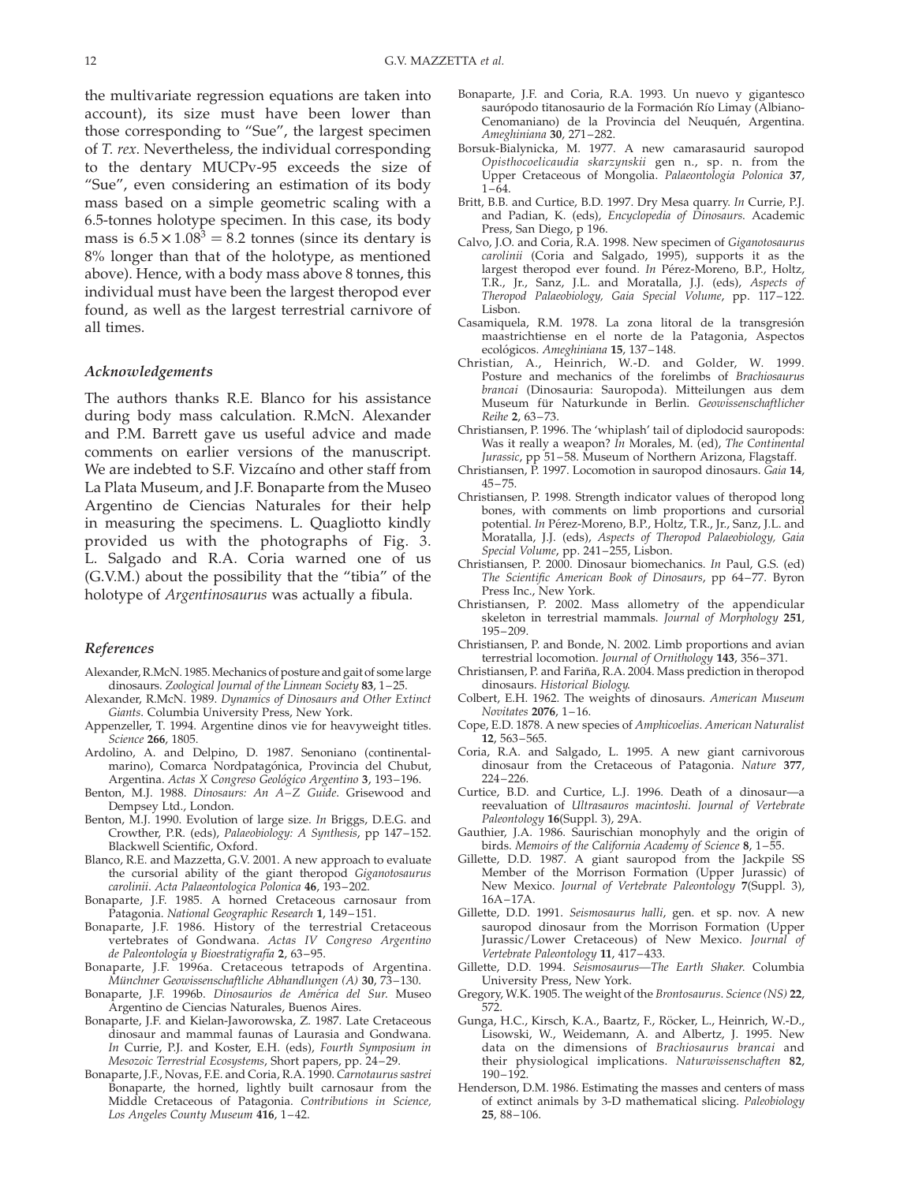the multivariate regression equations are taken into account), its size must have been lower than those corresponding to "Sue", the largest specimen of *T. rex*. Nevertheless, the individual corresponding to the dentary MUCPv-95 exceeds the size of "Sue", even considering an estimation of its body mass based on a simple geometric scaling with a 6.5-tonnes holotype specimen. In this case, its body mass is $6.5 \times 1.08^3 = 8.2$ tonnes (since its dentary is 8% longer than that of the holotype, as mentioned above). Hence, with a body mass above 8 tonnes, this individual must have been the largest theropod ever found, as well as the largest terrestrial carnivore of all times.

### Acknowledgements

The authors thanks R.E. Blanco for his assistance during body mass calculation. R.McN. Alexander and P.M. Barrett gave us useful advice and made comments on earlier versions of the manuscript. We are indebted to S.F. Vizcaíno and other staff from La Plata Museum, and J.F. Bonaparte from the Museo Argentino de Ciencias Naturales for their help in measuring the specimens. L. Quagliotto kindly provided us with the photographs of Fig. 3. L. Salgado and R.A. Coria warned one of us (G.V.M.) about the possibility that the "tibia" of the holotype of *Argentinosaurus* was actually a fibula.

### References

Alexander, R.McN. 1985. Mechanics of posture and gait of some large dinosaurs. *Zoological Journal of the Linnean Society* **83**, 1–25.

Alexander, R.McN. 1989. *Dynamics of Dinosaurs and Other Extinct Giants*. Columbia University Press, New York.

Appenzeller, T. 1994. Argentine dinos vie for heavyweight titles. *Science* **266**, 1805.

Ardolino, A. and Delpino, D. 1987. Senoniano (continental-marino), Comarca Nordpatagónica, Provincia del Chubut, Argentina. *Actas X Congreso Geológico Argentino* **3**, 193–196.

Benton, M.J. 1988. *Dinosaurs: An A–Z Guide*. Grisewood and Dempsey Ltd., London.

Benton, M.J. 1990. Evolution of large size. *In* Briggs, D.E.G. and Crowther, P.R. (eds), *Palaeobiology: A Synthesis*, pp 147–152. Blackwell Scientific, Oxford.

Blanco, R.E. and Mazzetta, G.V. 2001. A new approach to evaluate the cursorial ability of the giant theropod *Giganotosaurus carolinii*. *Acta Palaeontologica Polonica* **46**, 193–202.

Bonaparte, J.F. 1985. A horned Cretaceous carnosaur from Patagonia. *National Geographic Research* **1**, 149–151.

Bonaparte, J.F. 1986. History of the terrestrial Cretaceous vertebrates of Gondwana. *Actas IV Congreso Argentino de Paleontología y Bioestratigrafía* **2**, 63–95.

Bonaparte, J.F. 1996a. Cretaceous tetrapods of Argentina. *Münchner Geowissenschaftliche Abhandlungen (A)* **30**, 73–130.

Bonaparte, J.F. 1996b. *Dinosaurios de América del Sur*. Museo Argentino de Ciencias Naturales, Buenos Aires.

Bonaparte, J.F. and Kielan-Jaworowska, Z. 1987. Late Cretaceous dinosaur and mammal faunas of Laurasia and Gondwana. *In* Currie, P.J. and Koster, E.H. (eds), *Fourth Symposium in Mesozoic Terrestrial Ecosystems*, Short papers, pp. 24–29.

Bonaparte, J.F., Novas, F.E. and Coria, R.A. 1990. *Carnotaurus sastrei* Bonaparte, the horned, lightly built carnosaur from the Middle Cretaceous of Patagonia. *Contributions in Science, Los Angeles County Museum* **416**, 1–42.

Bonaparte, J.F. and Coria, R.A. 1993. Un nuevo y gigantesco saurópodo titanosaurio de la Formación Río Limay (Albiano-Cenomaniano) de la Provincia del Neuquén, Argentina. *Ameghiniana* **30**, 271–282.

Borsuk-Bialynicka, M. 1977. A new camarasaurid sauropod *Opisthocoelicaudia skarzynskii* gen n., sp. n. from the Upper Cretaceous of Mongolia. *Palaeontologia Polonica* **37**, 1–64.

Britt, B.B. and Curtice, B.D. 1997. Dry Mesa quarry. *In* Currie, P.J. and Padian, K. (eds), *Encyclopedia of Dinosaurs*. Academic Press, San Diego, p 196.

Calvo, J.O. and Coria, R.A. 1998. New specimen of *Giganotosaurus carolinii* (Coria and Salgado, 1995), supports it as the largest theropod ever found. *In* Pérez-Moreno, B.P., Holtz, T.R., Jr., Sanz, J.L. and Moratalla, J.J. (eds), *Aspects of Theropod Palaeobiology, Gaia Special Volume*, pp. 117–122. Lisbon.

Casamiquela, R.M. 1978. La zona litoral de la transgresión maastrichtiense en el norte de la Patagonia, Aspectos ecológicos. *Ameghiniana* **15**, 137–148.

Christian, A., Heinrich, W.-D. and Golder, W. 1999. Posture and mechanics of the forelimbs of *Brachiosaurus brancai* (Dinosauria: Sauropoda). Mitteilungen aus dem Museum für Naturkunde in Berlin. *Geowissenschaftlicher Reihe* **2**, 63–73.

Christiansen, P. 1996. The 'whiplash' tail of diplodocid sauropods: Was it really a weapon? *In* Morales, M. (ed), *The Continental Jurassic*, pp 51–58. Museum of Northern Arizona, Flagstaff.

Christiansen, P. 1997. Locomotion in sauropod dinosaurs. *Gaia* **14**, 45–75.

Christiansen, P. 1998. Strength indicator values of theropod long bones, with comments on limb proportions and cursorial potential. *In* Pérez-Moreno, B.P., Holtz, T.R., Jr., Sanz, J.L. and Moratalla, J.J. (eds), *Aspects of Theropod Palaeobiology, Gaia Special Volume*, pp. 241–255, Lisbon.

Christiansen, P. 2000. Dinosaur biomechanics. *In* Paul, G.S. (ed) *The Scientific American Book of Dinosaurs*, pp 64–77. Byron Press Inc., New York.

Christiansen, P. 2002. Mass allometry of the appendicular skeleton in terrestrial mammals. *Journal of Morphology* **251**, 195–209.

Christiansen, P. and Bonde, N. 2002. Limb proportions and avian terrestrial locomotion. *Journal of Ornithology* **143**, 356–371.

Christiansen, P. and Fariña, R.A. 2004. Mass prediction in theropod dinosaurs. *Historical Biology.*

Colbert, E.H. 1962. The weights of dinosaurs. *American Museum Novitates* **2076**, 1–16.

Cope, E.D. 1878. A new species of *Amphicoelias*. *American Naturalist* **12**, 563–565.

Coria, R.A. and Salgado, L. 1995. A new giant carnivorous dinosaur from the Cretaceous of Patagonia. *Nature* **377**, 224–226.

Curtice, B.D. and Curtice, L.J. 1996. Death of a dinosaur—a reevaluation of *Ultrasauros macintoshi*. *Journal of Vertebrate Paleontology* **16**(Suppl. 3), 29A.

Gauthier, J.A. 1986. Saurischian monophyly and the origin of birds. *Memoirs of the California Academy of Science* **8**, 1–55.

Gillette, D.D. 1987. A giant sauropod from the Jackpile SS Member of the Morrison Formation (Upper Jurassic) of New Mexico. *Journal of Vertebrate Paleontology* **7**(Suppl. 3), 16A–17A.

Gillette, D.D. 1991. *Seismosaurus halli*, gen. et sp. nov. A new sauropod dinosaur from the Morrison Formation (Upper Jurassic/Lower Cretaceous) of New Mexico. *Journal of Vertebrate Paleontology* **11**, 417–433.

Gillette, D.D. 1994. *Seismosaurus—The Earth Shaker*. Columbia University Press, New York.

Gregory, W.K. 1905. The weight of the *Brontosaurus*. *Science (NS)* **22**, 572.

Gunga, H.C., Kirsch, K.A., Baartz, F., Röcker, L., Heinrich, W.-D., Lisowski, W., Weidemann, A. and Albertz, J. 1995. New data on the dimensions of *Brachiosaurus brancai* and their physiological implications. *Naturwissenschaften* **82**, 190–192.

Henderson, D.M. 1986. Estimating the masses and centers of mass of extinct animals by 3-D mathematical slicing. *Paleobiology* **25**, 88–106.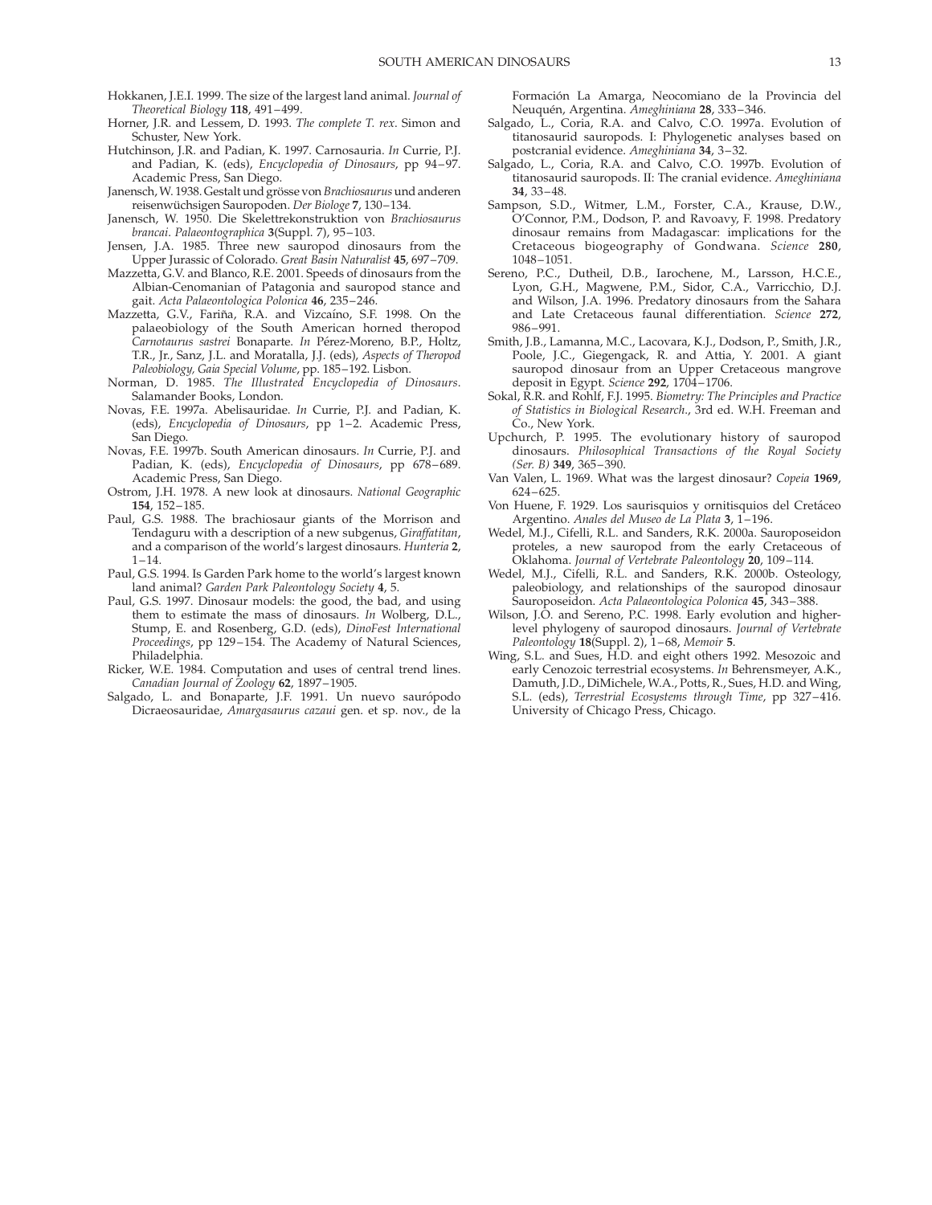Hokkanen, J.E.I. 1999. The size of the largest land animal. *Journal of Theoretical Biology* **118**, 491–499.

Horner, J.R. and Lessem, D. 1993. *The complete T. rex*. Simon and Schuster, New York.

Hutchinson, J.R. and Padian, K. 1997. Carnosauria. *In* Currie, P.J. and Padian, K. (eds), *Encyclopedia of Dinosaurs*, pp 94–97. Academic Press, San Diego.

Janensch, W. 1938. Gestalt und grösse von *Brachiosaurus* und anderen reisenwüchsigen Sauropoden. *Der Biologe* **7**, 130–134.

Janensch, W. 1950. Die Skelettrekonstruktion von *Brachiosaurus brancai*. *Palaeontographica* **3**(Suppl. 7), 95–103.

Jensen, J.A. 1985. Three new sauropod dinosaurs from the Upper Jurassic of Colorado. *Great Basin Naturalist* **45**, 697–709.

Mazzetta, G.V. and Blanco, R.E. 2001. Speeds of dinosaurs from the Albian-Cenomanian of Patagonia and sauropod stance and gait. *Acta Palaeontologica Polonica* **46**, 235–246.

Mazzetta, G.V., Fariña, R.A. and Vizcaíno, S.F. 1998. On the palaeobiology of the South American horned theropod *Carnotaurus sastrei* Bonaparte. *In* Pérez-Moreno, B.P., Holtz, T.R., Jr., Sanz, J.L. and Moratalla, J.J. (eds), *Aspects of Theropod Paleobiology, Gaia Special Volume*, pp. 185–192. Lisbon.

Norman, D. 1985. *The Illustrated Encyclopedia of Dinosaurs*. Salamander Books, London.

Novas, F.E. 1997a. Abelisauridae. *In* Currie, P.J. and Padian, K. (eds), *Encyclopedia of Dinosaurs*, pp 1–2. Academic Press, San Diego.

Novas, F.E. 1997b. South American dinosaurs. *In* Currie, P.J. and Padian, K. (eds), *Encyclopedia of Dinosaurs*, pp 678–689. Academic Press, San Diego.

Ostrom, J.H. 1978. A new look at dinosaurs. *National Geographic* **154**, 152–185.

Paul, G.S. 1988. The brachiosaur giants of the Morrison and Tendaguru with a description of a new subgenus, *Giraffatitan*, and a comparison of the world's largest dinosaurs. *Hunteria* **2**, 1–14.

Paul, G.S. 1994. Is Garden Park home to the world's largest known land animal? *Garden Park Paleontology Society* **4**, 5.

Paul, G.S. 1997. Dinosaur models: the good, the bad, and using them to estimate the mass of dinosaurs. *In* Wolberg, D.L., Stump, E. and Rosenberg, G.D. (eds), *DinoFest International Proceedings*, pp 129–154. The Academy of Natural Sciences, Philadelphia.

Ricker, W.E. 1984. Computation and uses of central trend lines. *Canadian Journal of Zoology* **62**, 1897–1905.

Salgado, L. and Bonaparte, J.F. 1991. Un nuevo saurópodo Dicraeosauridae, *Amargasaurus cazaui* gen. et sp. nov., de la Formación La Amarga, Neocomiano de la Provincia del Neuquén, Argentina. *Ameghiniana* **28**, 333–346.

Salgado, L., Coria, R.A. and Calvo, C.O. 1997a. Evolution of titanosaurid sauropods. I: Phylogenetic analyses based on postcranial evidence. *Ameghiniana* **34**, 3–32.

Salgado, L., Coria, R.A. and Calvo, C.O. 1997b. Evolution of titanosaurid sauropods. II: The cranial evidence. *Ameghiniana* **34**, 33–48.

Sampson, S.D., Witmer, L.M., Forster, C.A., Krause, D.W., O'Connor, P.M., Dodson, P. and Ravoavy, F. 1998. Predatory dinosaur remains from Madagascar: implications for the Cretaceous biogeography of Gondwana. *Science* **280**, 1048–1051.

Sereno, P.C., Dutheil, D.B., Iarochene, M., Larsson, H.C.E., Lyon, G.H., Magwene, P.M., Sidor, C.A., Varricchio, D.J. and Wilson, J.A. 1996. Predatory dinosaurs from the Sahara and Late Cretaceous faunal differentiation. *Science* **272**, 986–991.

Smith, J.B., Lamanna, M.C., Lacovara, K.J., Dodson, P., Smith, J.R., Poole, J.C., Giegengack, R. and Attia, Y. 2001. A giant sauropod dinosaur from an Upper Cretaceous mangrove deposit in Egypt. *Science* **292**, 1704–1706.

Sokal, R.R. and Rohlf, F.J. 1995. *Biometry: The Principles and Practice of Statistics in Biological Research.*, 3rd ed. W.H. Freeman and Co., New York.

Upchurch, P. 1995. The evolutionary history of sauropod dinosaurs. *Philosophical Transactions of the Royal Society (Ser. B)* **349**, 365–390.

Van Valen, L. 1969. What was the largest dinosaur? *Copeia* **1969**, 624–625.

Von Huene, F. 1929. Los saurisquios y ornitisquios del Cretáceo Argentino. *Anales del Museo de La Plata* **3**, 1–196.

Wedel, M.J., Cifelli, R.L. and Sanders, R.K. 2000a. Sauroposeidon proteles, a new sauropod from the early Cretaceous of Oklahoma. *Journal of Vertebrate Paleontology* **20**, 109–114.

Wedel, M.J., Cifelli, R.L. and Sanders, R.K. 2000b. Osteology, paleobiology, and relationships of the sauropod dinosaur Sauroposeidon. *Acta Palaeontologica Polonica* **45**, 343–388.

Wilson, J.O. and Sereno, P.C. 1998. Early evolution and higher-level phylogeny of sauropod dinosaurs. *Journal of Vertebrate Paleontology* **18**(Suppl. 2), 1–68, *Memoir* **5**.

Wing, S.L. and Sues, H.D. and eight others 1992. Mesozoic and early Cenozoic terrestrial ecosystems. *In* Behrensmeyer, A.K., Damuth, J.D., DiMichele, W.A., Potts, R., Sues, H.D. and Wing, S.L. (eds), *Terrestrial Ecosystems through Time*, pp 327–416. University of Chicago Press, Chicago.